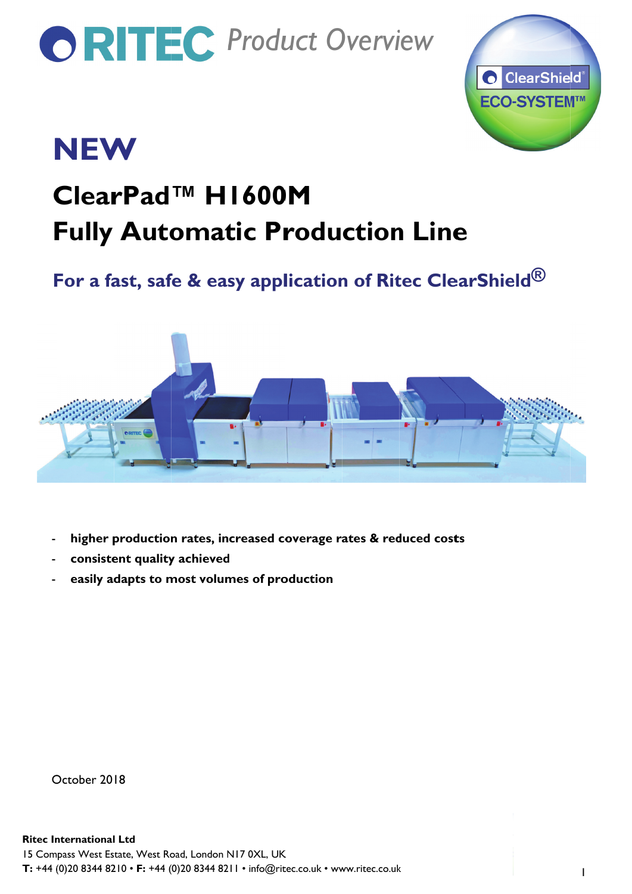# RITEC *Product Overview*

ClearShield® ECO-SYSTEM™

## NEW

# ClearPad™ H1600M
# Fully Automatic Production Line

### For a fast, safe & easy application of Ritec ClearShield®

- **higher production rates, increased coverage rates & reduced costs**
- **consistent quality achieved**
- **easily adapts to most volumes of production**

October 2018

**Ritec International Ltd**
15 Compass West Estate, West Road, London N17 0XL, UK
**T:** +44 (0)20 8344 8210 • **F:** +44 (0)20 8344 8211 • info@ritec.co.uk • www.ritec.co.uk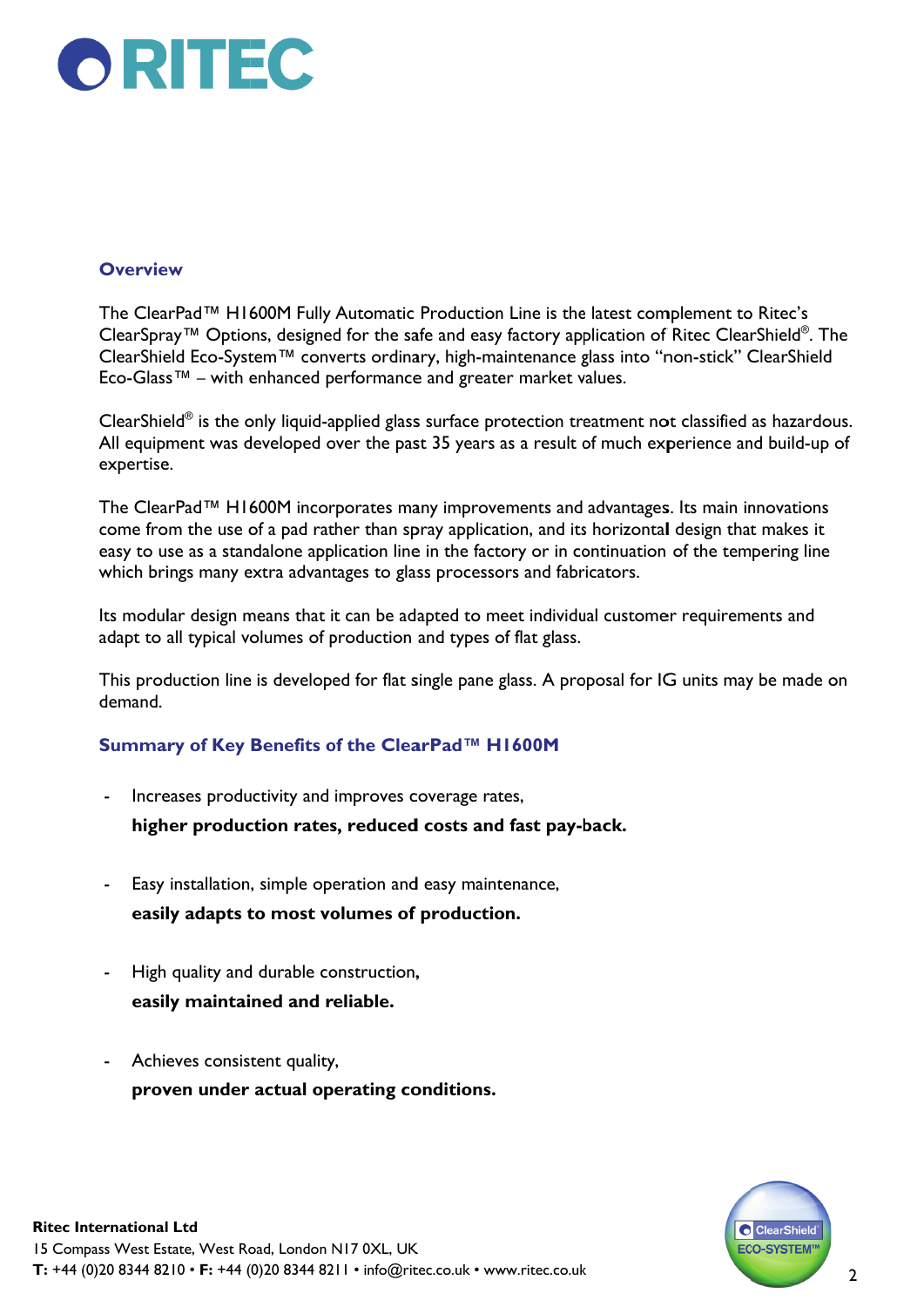## Overview

The ClearPad™ H1600M Fully Automatic Production Line is the latest complement to Ritec's ClearSpray™ Options, designed for the safe and easy factory application of Ritec ClearShield®. The ClearShield Eco-System™ converts ordinary, high-maintenance glass into "non-stick" ClearShield Eco-Glass™ – with enhanced performance and greater market values.

ClearShield® is the only liquid-applied glass surface protection treatment not classified as hazardous. All equipment was developed over the past 35 years as a result of much experience and build-up of expertise.

The ClearPad™ H1600M incorporates many improvements and advantages. Its main innovations come from the use of a pad rather than spray application, and its horizontal design that makes it easy to use as a standalone application line in the factory or in continuation of the tempering line which brings many extra advantages to glass processors and fabricators.

Its modular design means that it can be adapted to meet individual customer requirements and adapt to all typical volumes of production and types of flat glass.

This production line is developed for flat single pane glass. A proposal for IG units may be made on demand.

## Summary of Key Benefits of the ClearPad™ H1600M

- Increases productivity and improves coverage rates,
  **higher production rates, reduced costs and fast pay-back.**

- Easy installation, simple operation and easy maintenance,
  **easily adapts to most volumes of production.**

- High quality and durable construction,
  **easily maintained and reliable.**

- Achieves consistent quality,
  **proven under actual operating conditions.**

**Ritec International Ltd**
15 Compass West Estate, West Road, London N17 0XL, UK
**T:** +44 (0)20 8344 8210 • **F:** +44 (0)20 8344 8211 • info@ritec.co.uk • www.ritec.co.uk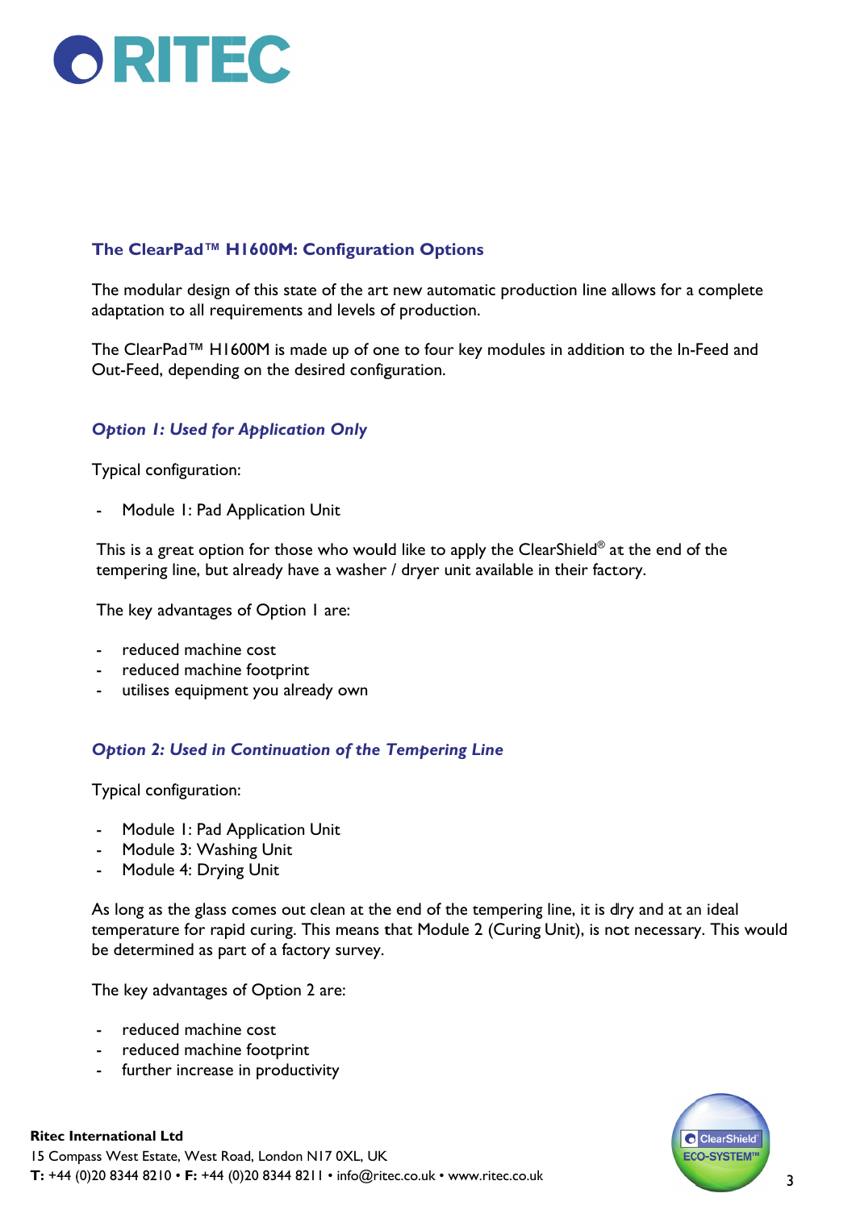## The ClearPad™ H1600M: Configuration Options

The modular design of this state of the art new automatic production line allows for a complete adaptation to all requirements and levels of production.

The ClearPad™ H1600M is made up of one to four key modules in addition to the In-Feed and Out-Feed, depending on the desired configuration.

### *Option 1: Used for Application Only*

Typical configuration:

- Module 1: Pad Application Unit

This is a great option for those who would like to apply the ClearShield® at the end of the tempering line, but already have a washer / dryer unit available in their factory.

The key advantages of Option 1 are:

- reduced machine cost
- reduced machine footprint
- utilises equipment you already own

### *Option 2: Used in Continuation of the Tempering Line*

Typical configuration:

- Module 1: Pad Application Unit
- Module 3: Washing Unit
- Module 4: Drying Unit

As long as the glass comes out clean at the end of the tempering line, it is dry and at an ideal temperature for rapid curing. This means that Module 2 (Curing Unit), is not necessary. This would be determined as part of a factory survey.

The key advantages of Option 2 are:

- reduced machine cost
- reduced machine footprint
- further increase in productivity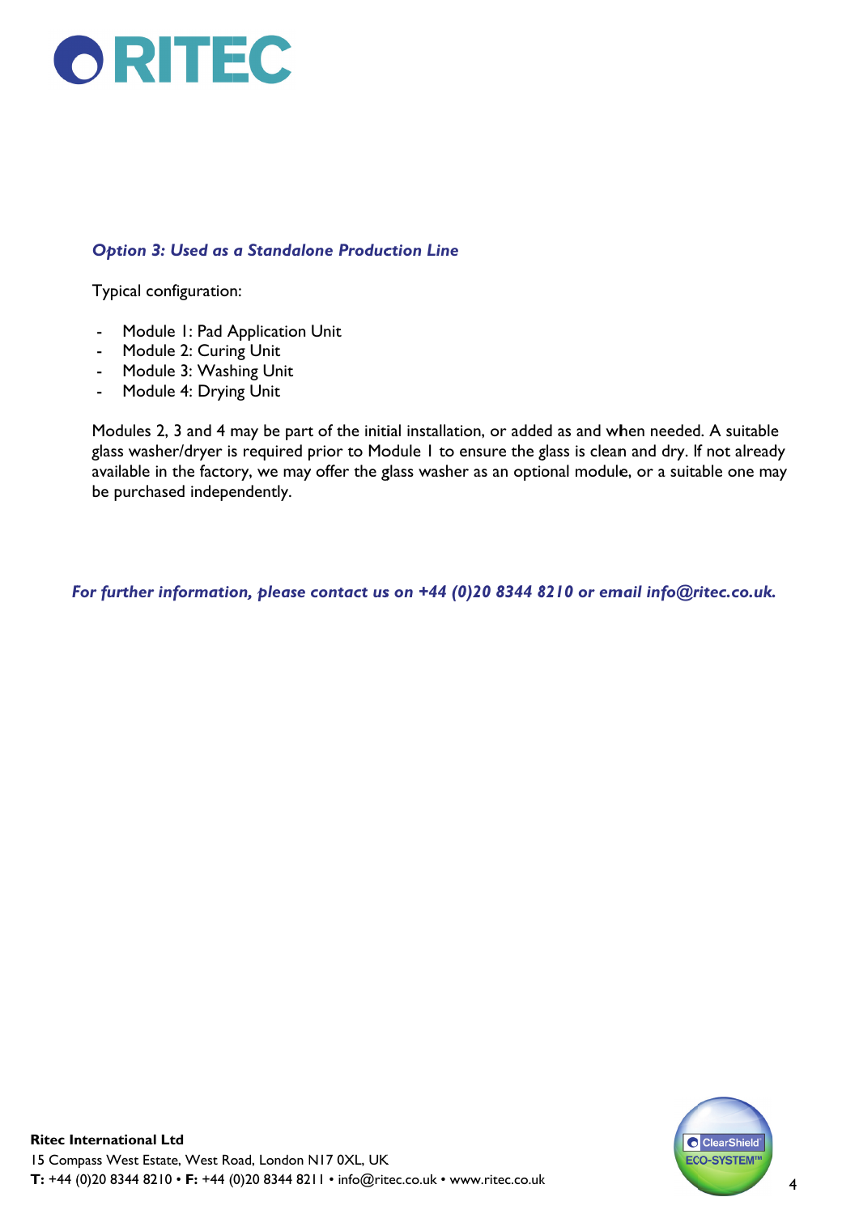### *Option 3: Used as a Standalone Production Line*

Typical configuration:

- Module 1: Pad Application Unit
- Module 2: Curing Unit
- Module 3: Washing Unit
- Module 4: Drying Unit

Modules 2, 3 and 4 may be part of the initial installation, or added as and when needed. A suitable glass washer/dryer is required prior to Module 1 to ensure the glass is clean and dry. If not already available in the factory, we may offer the glass washer as an optional module, or a suitable one may be purchased independently.

***For further information, please contact us on +44 (0)20 8344 8210 or email info@ritec.co.uk.***

**Ritec International Ltd**
15 Compass West Estate, West Road, London N17 0XL, UK
**T:** +44 (0)20 8344 8210 • **F:** +44 (0)20 8344 8211 • info@ritec.co.uk • www.ritec.co.uk